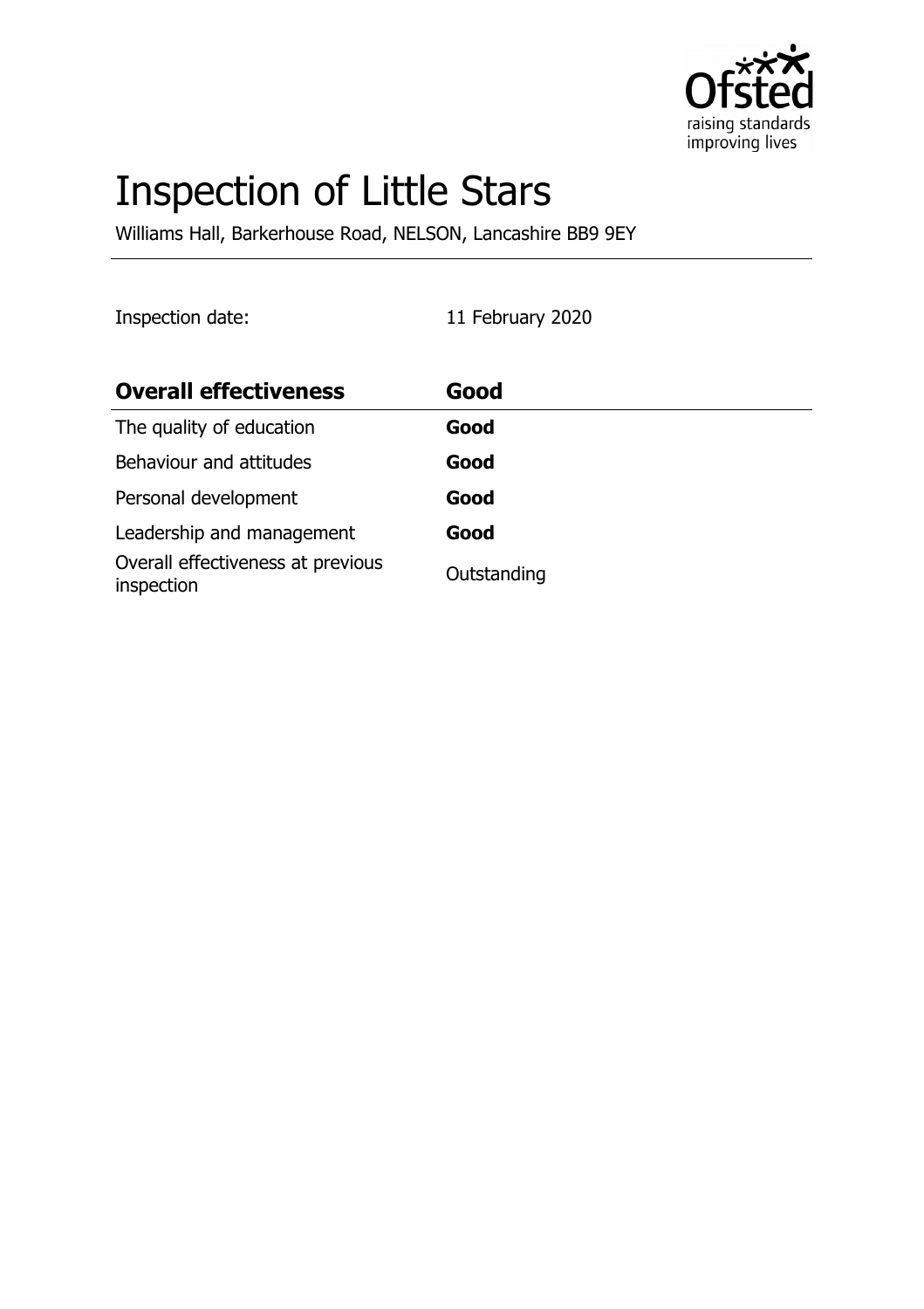# Inspection of Little Stars

Williams Hall, Barkerhouse Road, NELSON, Lancashire BB9 9EY

Inspection date: 11 February 2020

| Overall effectiveness | Good |
|---|---|
| The quality of education | **Good** |
| Behaviour and attitudes | **Good** |
| Personal development | **Good** |
| Leadership and management | **Good** |
| Overall effectiveness at previous inspection | Outstanding |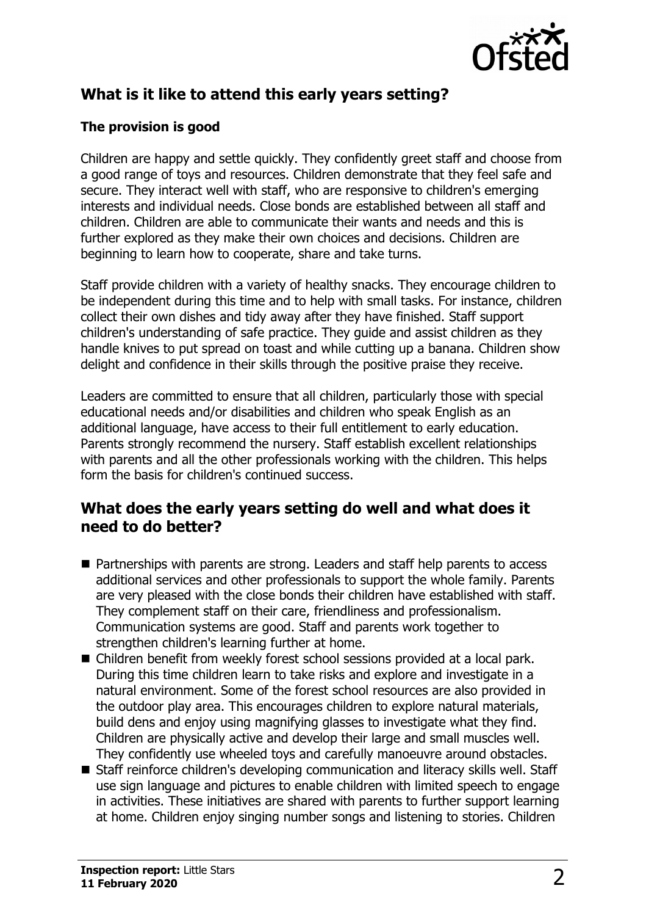## What is it like to attend this early years setting?

### The provision is good

Children are happy and settle quickly. They confidently greet staff and choose from a good range of toys and resources. Children demonstrate that they feel safe and secure. They interact well with staff, who are responsive to children's emerging interests and individual needs. Close bonds are established between all staff and children. Children are able to communicate their wants and needs and this is further explored as they make their own choices and decisions. Children are beginning to learn how to cooperate, share and take turns.

Staff provide children with a variety of healthy snacks. They encourage children to be independent during this time and to help with small tasks. For instance, children collect their own dishes and tidy away after they have finished. Staff support children's understanding of safe practice. They guide and assist children as they handle knives to put spread on toast and while cutting up a banana. Children show delight and confidence in their skills through the positive praise they receive.

Leaders are committed to ensure that all children, particularly those with special educational needs and/or disabilities and children who speak English as an additional language, have access to their full entitlement to early education. Parents strongly recommend the nursery. Staff establish excellent relationships with parents and all the other professionals working with the children. This helps form the basis for children's continued success.

## What does the early years setting do well and what does it need to do better?

- Partnerships with parents are strong. Leaders and staff help parents to access additional services and other professionals to support the whole family. Parents are very pleased with the close bonds their children have established with staff. They complement staff on their care, friendliness and professionalism. Communication systems are good. Staff and parents work together to strengthen children's learning further at home.
- Children benefit from weekly forest school sessions provided at a local park. During this time children learn to take risks and explore and investigate in a natural environment. Some of the forest school resources are also provided in the outdoor play area. This encourages children to explore natural materials, build dens and enjoy using magnifying glasses to investigate what they find. Children are physically active and develop their large and small muscles well. They confidently use wheeled toys and carefully manoeuvre around obstacles.
- Staff reinforce children's developing communication and literacy skills well. Staff use sign language and pictures to enable children with limited speech to engage in activities. These initiatives are shared with parents to further support learning at home. Children enjoy singing number songs and listening to stories. Children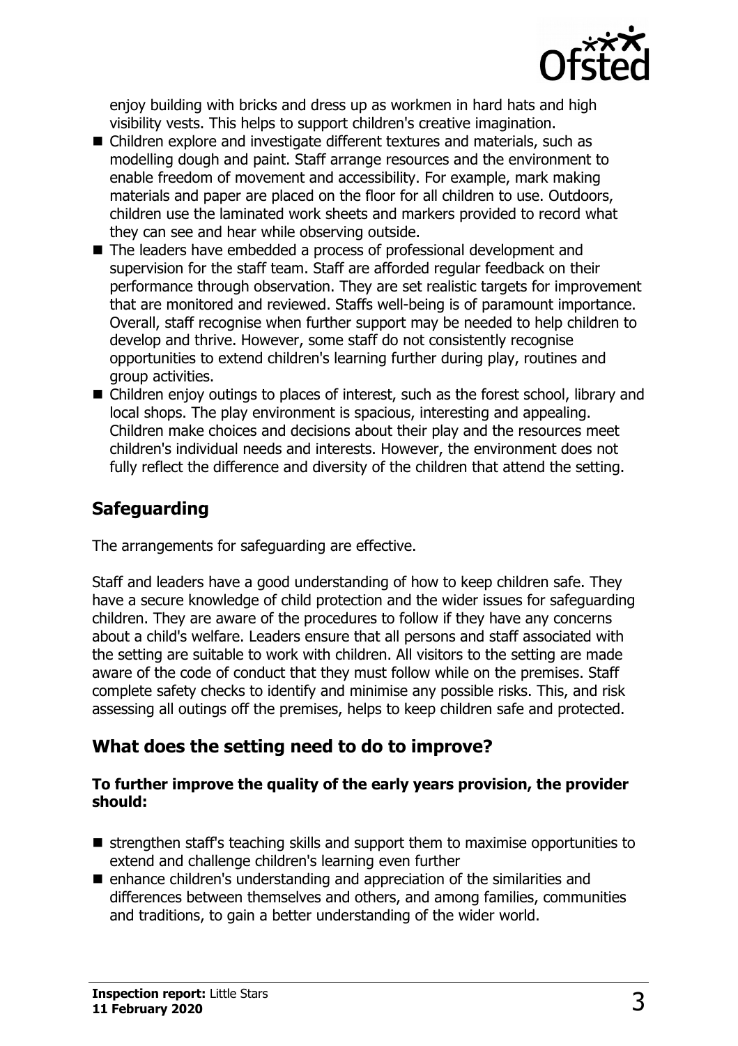enjoy building with bricks and dress up as workmen in hard hats and high visibility vests. This helps to support children's creative imagination.

- Children explore and investigate different textures and materials, such as modelling dough and paint. Staff arrange resources and the environment to enable freedom of movement and accessibility. For example, mark making materials and paper are placed on the floor for all children to use. Outdoors, children use the laminated work sheets and markers provided to record what they can see and hear while observing outside.
- The leaders have embedded a process of professional development and supervision for the staff team. Staff are afforded regular feedback on their performance through observation. They are set realistic targets for improvement that are monitored and reviewed. Staffs well-being is of paramount importance. Overall, staff recognise when further support may be needed to help children to develop and thrive. However, some staff do not consistently recognise opportunities to extend children's learning further during play, routines and group activities.
- Children enjoy outings to places of interest, such as the forest school, library and local shops. The play environment is spacious, interesting and appealing. Children make choices and decisions about their play and the resources meet children's individual needs and interests. However, the environment does not fully reflect the difference and diversity of the children that attend the setting.

## Safeguarding

The arrangements for safeguarding are effective.

Staff and leaders have a good understanding of how to keep children safe. They have a secure knowledge of child protection and the wider issues for safeguarding children. They are aware of the procedures to follow if they have any concerns about a child's welfare. Leaders ensure that all persons and staff associated with the setting are suitable to work with children. All visitors to the setting are made aware of the code of conduct that they must follow while on the premises. Staff complete safety checks to identify and minimise any possible risks. This, and risk assessing all outings off the premises, helps to keep children safe and protected.

## What does the setting need to do to improve?

**To further improve the quality of the early years provision, the provider should:**

- strengthen staff's teaching skills and support them to maximise opportunities to extend and challenge children's learning even further
- enhance children's understanding and appreciation of the similarities and differences between themselves and others, and among families, communities and traditions, to gain a better understanding of the wider world.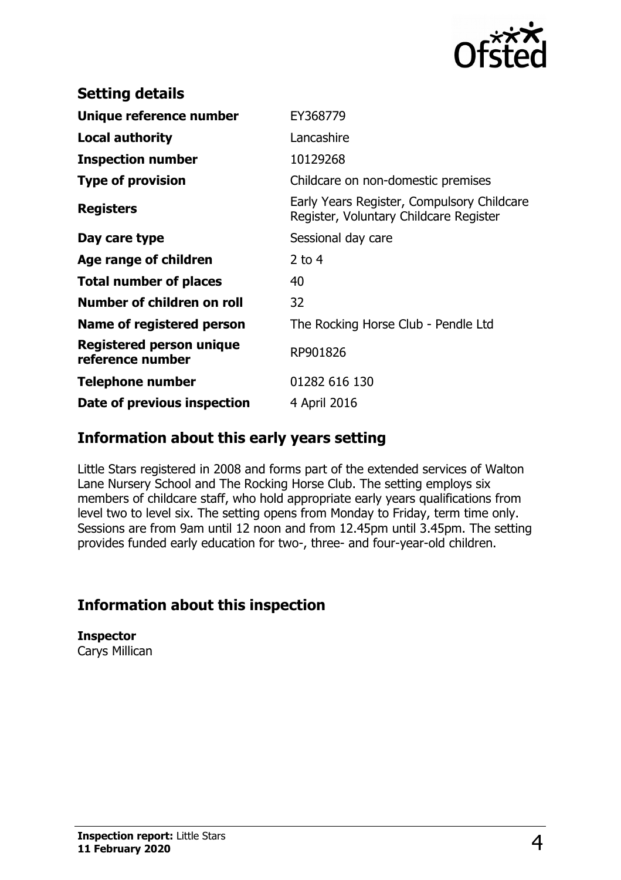## Setting details

| | |
|---|---|
| **Unique reference number** | EY368779 |
| **Local authority** | Lancashire |
| **Inspection number** | 10129268 |
| **Type of provision** | Childcare on non-domestic premises |
| **Registers** | Early Years Register, Compulsory Childcare Register, Voluntary Childcare Register |
| **Day care type** | Sessional day care |
| **Age range of children** | 2 to 4 |
| **Total number of places** | 40 |
| **Number of children on roll** | 32 |
| **Name of registered person** | The Rocking Horse Club - Pendle Ltd |
| **Registered person unique reference number** | RP901826 |
| **Telephone number** | 01282 616 130 |
| **Date of previous inspection** | 4 April 2016 |

## Information about this early years setting

Little Stars registered in 2008 and forms part of the extended services of Walton Lane Nursery School and The Rocking Horse Club. The setting employs six members of childcare staff, who hold appropriate early years qualifications from level two to level six. The setting opens from Monday to Friday, term time only. Sessions are from 9am until 12 noon and from 12.45pm until 3.45pm. The setting provides funded early education for two-, three- and four-year-old children.

## Information about this inspection

**Inspector**
Carys Millican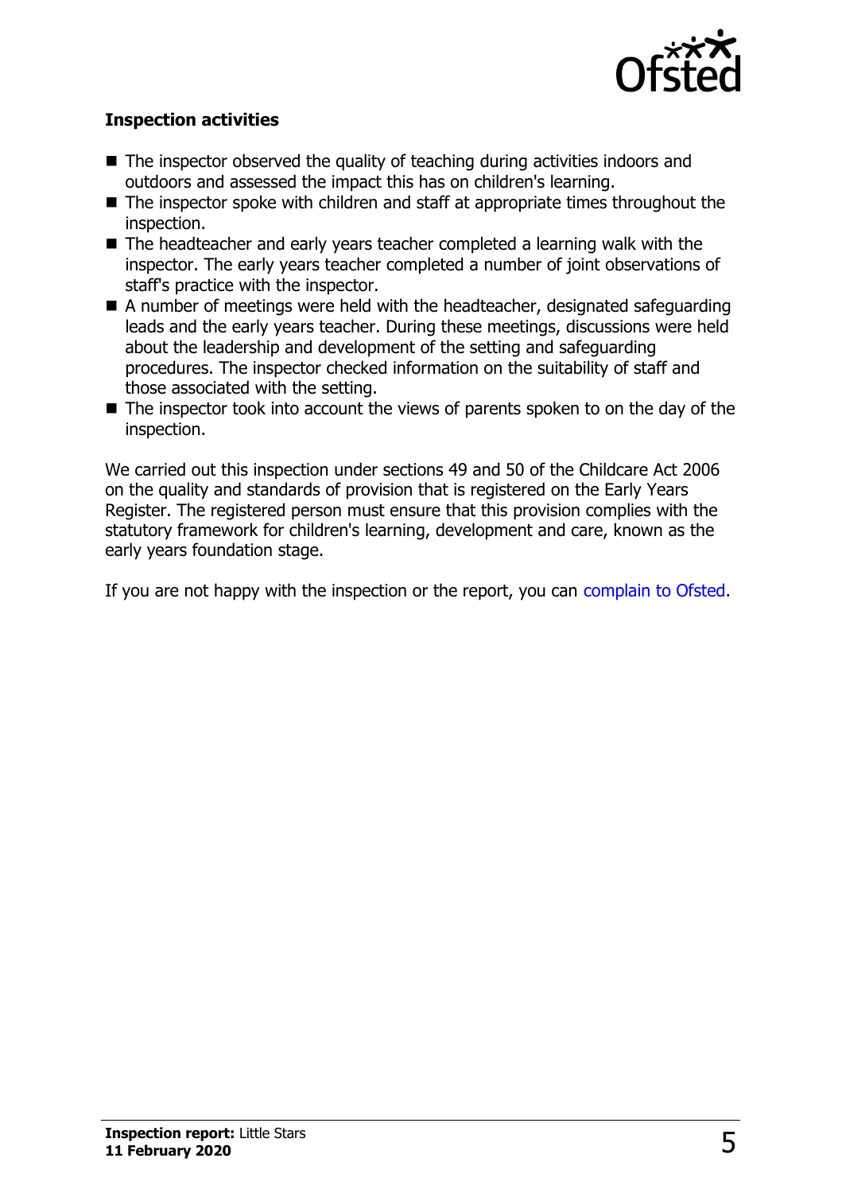### Inspection activities

- The inspector observed the quality of teaching during activities indoors and outdoors and assessed the impact this has on children's learning.
- The inspector spoke with children and staff at appropriate times throughout the inspection.
- The headteacher and early years teacher completed a learning walk with the inspector. The early years teacher completed a number of joint observations of staff's practice with the inspector.
- A number of meetings were held with the headteacher, designated safeguarding leads and the early years teacher. During these meetings, discussions were held about the leadership and development of the setting and safeguarding procedures. The inspector checked information on the suitability of staff and those associated with the setting.
- The inspector took into account the views of parents spoken to on the day of the inspection.

We carried out this inspection under sections 49 and 50 of the Childcare Act 2006 on the quality and standards of provision that is registered on the Early Years Register. The registered person must ensure that this provision complies with the statutory framework for children's learning, development and care, known as the early years foundation stage.

If you are not happy with the inspection or the report, you can complain to Ofsted.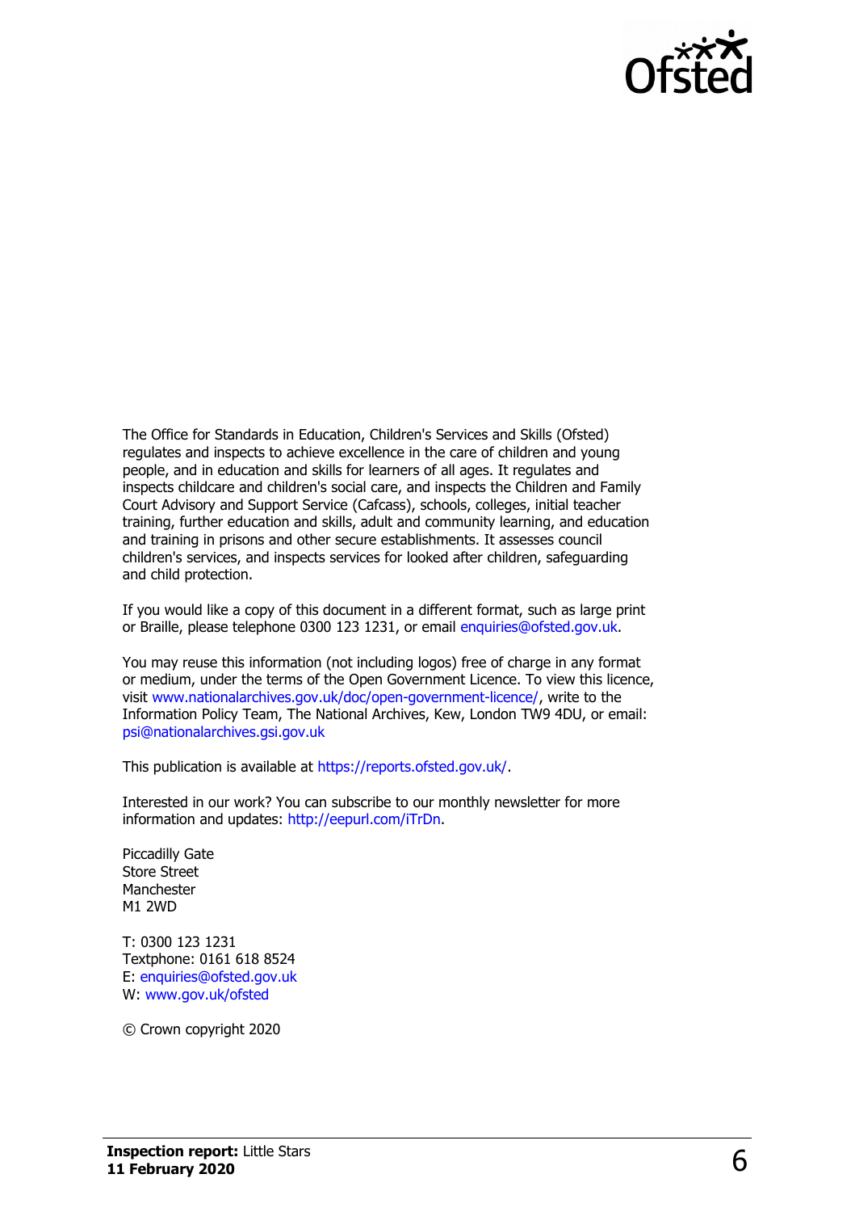The Office for Standards in Education, Children's Services and Skills (Ofsted) regulates and inspects to achieve excellence in the care of children and young people, and in education and skills for learners of all ages. It regulates and inspects childcare and children's social care, and inspects the Children and Family Court Advisory and Support Service (Cafcass), schools, colleges, initial teacher training, further education and skills, adult and community learning, and education and training in prisons and other secure establishments. It assesses council children's services, and inspects services for looked after children, safeguarding and child protection.

If you would like a copy of this document in a different format, such as large print or Braille, please telephone 0300 123 1231, or email enquiries@ofsted.gov.uk.

You may reuse this information (not including logos) free of charge in any format or medium, under the terms of the Open Government Licence. To view this licence, visit www.nationalarchives.gov.uk/doc/open-government-licence/, write to the Information Policy Team, The National Archives, Kew, London TW9 4DU, or email: psi@nationalarchives.gsi.gov.uk

This publication is available at https://reports.ofsted.gov.uk/.

Interested in our work? You can subscribe to our monthly newsletter for more information and updates: http://eepurl.com/iTrDn.

Piccadilly Gate
Store Street
Manchester
M1 2WD

T: 0300 123 1231
Textphone: 0161 618 8524
E: enquiries@ofsted.gov.uk
W: www.gov.uk/ofsted

© Crown copyright 2020